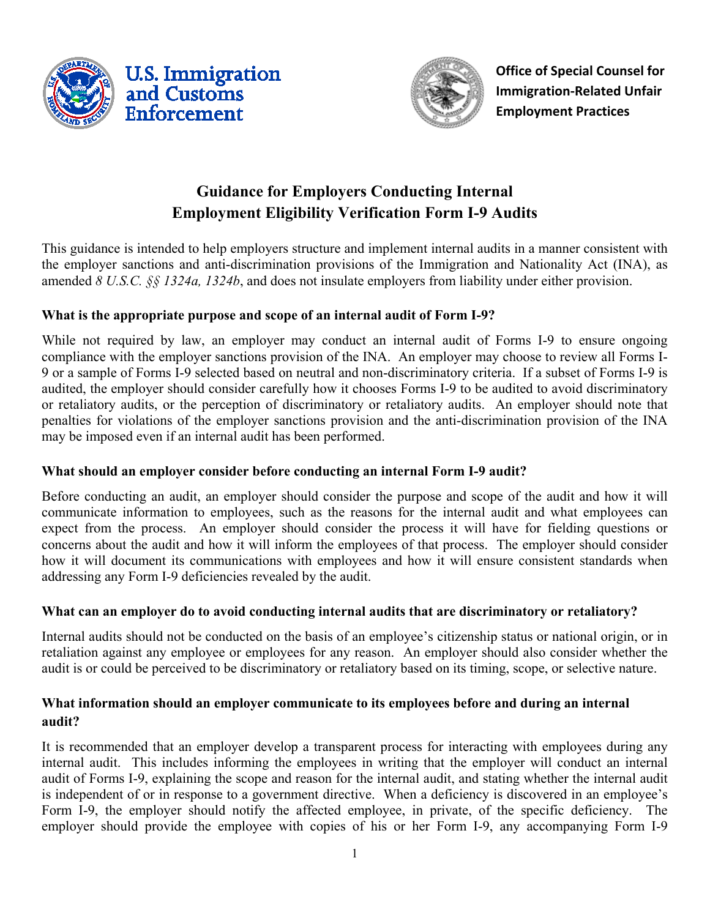U.S. Immigration and Customs Enforcement

Office of Special Counsel for Immigration-Related Unfair Employment Practices

# Guidance for Employers Conducting Internal Employment Eligibility Verification Form I-9 Audits

This guidance is intended to help employers structure and implement internal audits in a manner consistent with the employer sanctions and anti-discrimination provisions of the Immigration and Nationality Act (INA), as amended *8 U.S.C. §§ 1324a, 1324b*, and does not insulate employers from liability under either provision.

### What is the appropriate purpose and scope of an internal audit of Form I-9?

While not required by law, an employer may conduct an internal audit of Forms I-9 to ensure ongoing compliance with the employer sanctions provision of the INA. An employer may choose to review all Forms I-9 or a sample of Forms I-9 selected based on neutral and non-discriminatory criteria. If a subset of Forms I-9 is audited, the employer should consider carefully how it chooses Forms I-9 to be audited to avoid discriminatory or retaliatory audits, or the perception of discriminatory or retaliatory audits. An employer should note that penalties for violations of the employer sanctions provision and the anti-discrimination provision of the INA may be imposed even if an internal audit has been performed.

### What should an employer consider before conducting an internal Form I-9 audit?

Before conducting an audit, an employer should consider the purpose and scope of the audit and how it will communicate information to employees, such as the reasons for the internal audit and what employees can expect from the process. An employer should consider the process it will have for fielding questions or concerns about the audit and how it will inform the employees of that process. The employer should consider how it will document its communications with employees and how it will ensure consistent standards when addressing any Form I-9 deficiencies revealed by the audit.

### What can an employer do to avoid conducting internal audits that are discriminatory or retaliatory?

Internal audits should not be conducted on the basis of an employee's citizenship status or national origin, or in retaliation against any employee or employees for any reason. An employer should also consider whether the audit is or could be perceived to be discriminatory or retaliatory based on its timing, scope, or selective nature.

### What information should an employer communicate to its employees before and during an internal audit?

It is recommended that an employer develop a transparent process for interacting with employees during any internal audit. This includes informing the employees in writing that the employer will conduct an internal audit of Forms I-9, explaining the scope and reason for the internal audit, and stating whether the internal audit is independent of or in response to a government directive. When a deficiency is discovered in an employee's Form I-9, the employer should notify the affected employee, in private, of the specific deficiency. The employer should provide the employee with copies of his or her Form I-9, any accompanying Form I-9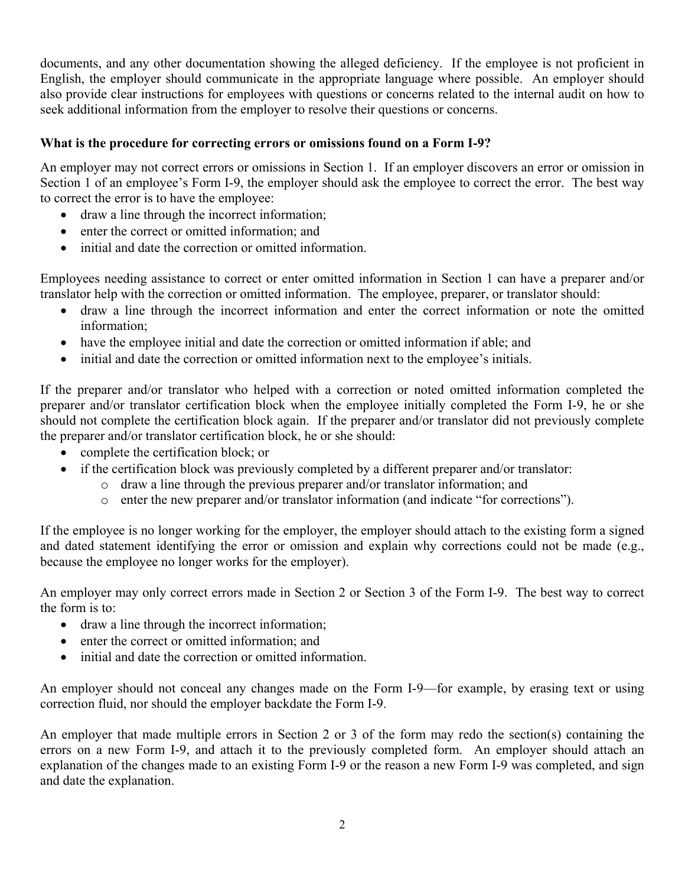documents, and any other documentation showing the alleged deficiency. If the employee is not proficient in English, the employer should communicate in the appropriate language where possible. An employer should also provide clear instructions for employees with questions or concerns related to the internal audit on how to seek additional information from the employer to resolve their questions or concerns.

**What is the procedure for correcting errors or omissions found on a Form I-9?**

An employer may not correct errors or omissions in Section 1. If an employer discovers an error or omission in Section 1 of an employee's Form I-9, the employer should ask the employee to correct the error. The best way to correct the error is to have the employee:

- draw a line through the incorrect information;
- enter the correct or omitted information; and
- initial and date the correction or omitted information.

Employees needing assistance to correct or enter omitted information in Section 1 can have a preparer and/or translator help with the correction or omitted information. The employee, preparer, or translator should:

- draw a line through the incorrect information and enter the correct information or note the omitted information;
- have the employee initial and date the correction or omitted information if able; and
- initial and date the correction or omitted information next to the employee's initials.

If the preparer and/or translator who helped with a correction or noted omitted information completed the preparer and/or translator certification block when the employee initially completed the Form I-9, he or she should not complete the certification block again. If the preparer and/or translator did not previously complete the preparer and/or translator certification block, he or she should:

- complete the certification block; or
- if the certification block was previously completed by a different preparer and/or translator:
  - draw a line through the previous preparer and/or translator information; and
  - enter the new preparer and/or translator information (and indicate "for corrections").

If the employee is no longer working for the employer, the employer should attach to the existing form a signed and dated statement identifying the error or omission and explain why corrections could not be made (e.g., because the employee no longer works for the employer).

An employer may only correct errors made in Section 2 or Section 3 of the Form I-9. The best way to correct the form is to:

- draw a line through the incorrect information;
- enter the correct or omitted information; and
- initial and date the correction or omitted information.

An employer should not conceal any changes made on the Form I-9—for example, by erasing text or using correction fluid, nor should the employer backdate the Form I-9.

An employer that made multiple errors in Section 2 or 3 of the form may redo the section(s) containing the errors on a new Form I-9, and attach it to the previously completed form. An employer should attach an explanation of the changes made to an existing Form I-9 or the reason a new Form I-9 was completed, and sign and date the explanation.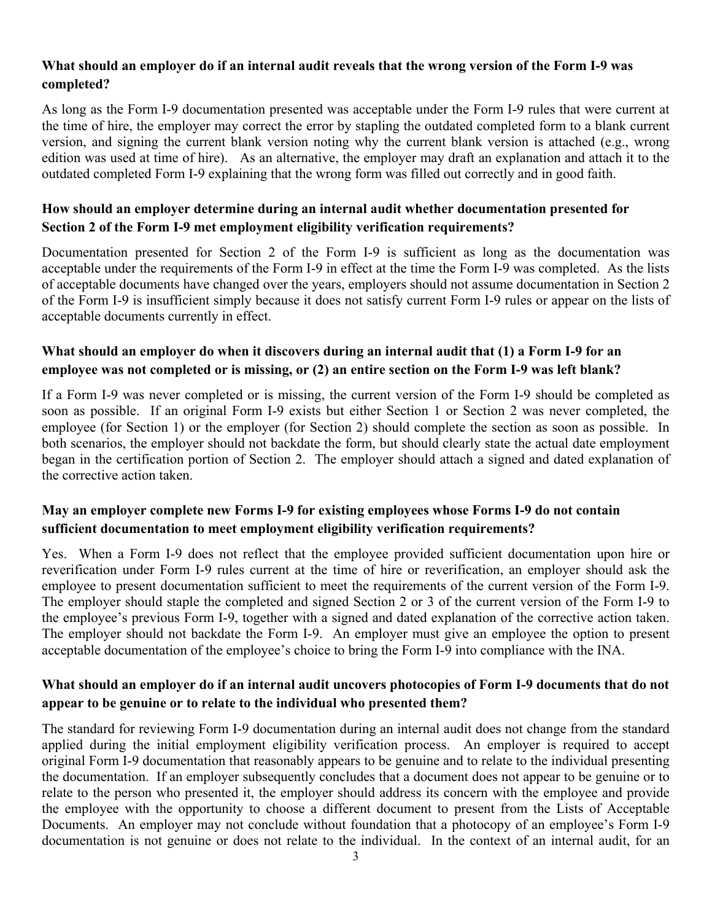**What should an employer do if an internal audit reveals that the wrong version of the Form I-9 was completed?**

As long as the Form I-9 documentation presented was acceptable under the Form I-9 rules that were current at the time of hire, the employer may correct the error by stapling the outdated completed form to a blank current version, and signing the current blank version noting why the current blank version is attached (e.g., wrong edition was used at time of hire). As an alternative, the employer may draft an explanation and attach it to the outdated completed Form I-9 explaining that the wrong form was filled out correctly and in good faith.

**How should an employer determine during an internal audit whether documentation presented for Section 2 of the Form I-9 met employment eligibility verification requirements?**

Documentation presented for Section 2 of the Form I-9 is sufficient as long as the documentation was acceptable under the requirements of the Form I-9 in effect at the time the Form I-9 was completed. As the lists of acceptable documents have changed over the years, employers should not assume documentation in Section 2 of the Form I-9 is insufficient simply because it does not satisfy current Form I-9 rules or appear on the lists of acceptable documents currently in effect.

**What should an employer do when it discovers during an internal audit that (1) a Form I-9 for an employee was not completed or is missing, or (2) an entire section on the Form I-9 was left blank?**

If a Form I-9 was never completed or is missing, the current version of the Form I-9 should be completed as soon as possible. If an original Form I-9 exists but either Section 1 or Section 2 was never completed, the employee (for Section 1) or the employer (for Section 2) should complete the section as soon as possible. In both scenarios, the employer should not backdate the form, but should clearly state the actual date employment began in the certification portion of Section 2. The employer should attach a signed and dated explanation of the corrective action taken.

**May an employer complete new Forms I-9 for existing employees whose Forms I-9 do not contain sufficient documentation to meet employment eligibility verification requirements?**

Yes. When a Form I-9 does not reflect that the employee provided sufficient documentation upon hire or reverification under Form I-9 rules current at the time of hire or reverification, an employer should ask the employee to present documentation sufficient to meet the requirements of the current version of the Form I-9. The employer should staple the completed and signed Section 2 or 3 of the current version of the Form I-9 to the employee's previous Form I-9, together with a signed and dated explanation of the corrective action taken. The employer should not backdate the Form I-9. An employer must give an employee the option to present acceptable documentation of the employee's choice to bring the Form I-9 into compliance with the INA.

**What should an employer do if an internal audit uncovers photocopies of Form I-9 documents that do not appear to be genuine or to relate to the individual who presented them?**

The standard for reviewing Form I-9 documentation during an internal audit does not change from the standard applied during the initial employment eligibility verification process. An employer is required to accept original Form I-9 documentation that reasonably appears to be genuine and to relate to the individual presenting the documentation. If an employer subsequently concludes that a document does not appear to be genuine or to relate to the person who presented it, the employer should address its concern with the employee and provide the employee with the opportunity to choose a different document to present from the Lists of Acceptable Documents. An employer may not conclude without foundation that a photocopy of an employee's Form I-9 documentation is not genuine or does not relate to the individual. In the context of an internal audit, for an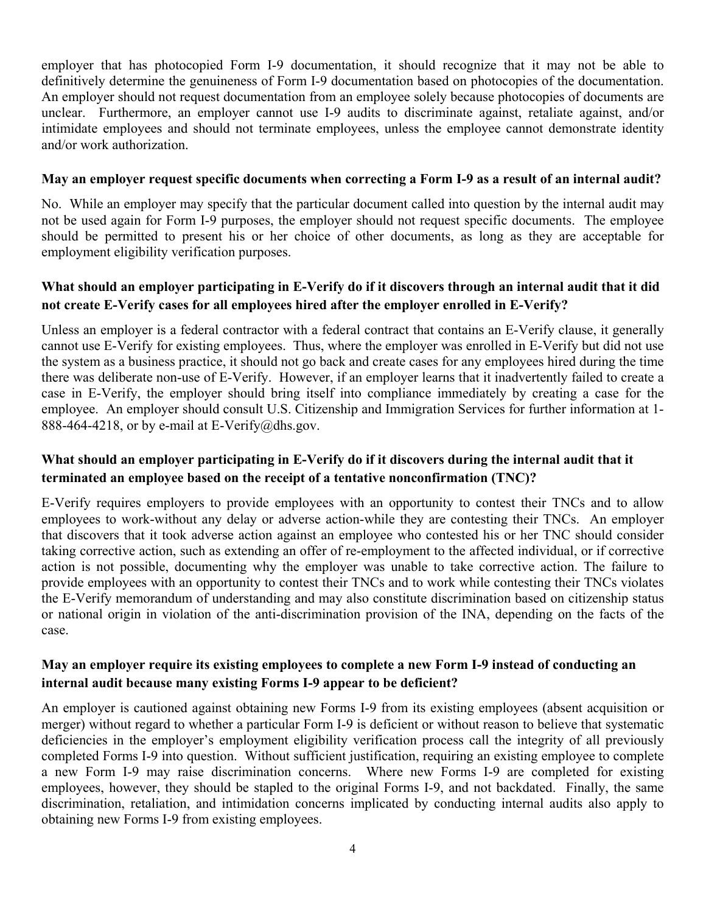employer that has photocopied Form I-9 documentation, it should recognize that it may not be able to definitively determine the genuineness of Form I-9 documentation based on photocopies of the documentation. An employer should not request documentation from an employee solely because photocopies of documents are unclear. Furthermore, an employer cannot use I-9 audits to discriminate against, retaliate against, and/or intimidate employees and should not terminate employees, unless the employee cannot demonstrate identity and/or work authorization.

**May an employer request specific documents when correcting a Form I-9 as a result of an internal audit?**

No. While an employer may specify that the particular document called into question by the internal audit may not be used again for Form I-9 purposes, the employer should not request specific documents. The employee should be permitted to present his or her choice of other documents, as long as they are acceptable for employment eligibility verification purposes.

**What should an employer participating in E-Verify do if it discovers through an internal audit that it did not create E-Verify cases for all employees hired after the employer enrolled in E-Verify?**

Unless an employer is a federal contractor with a federal contract that contains an E-Verify clause, it generally cannot use E-Verify for existing employees. Thus, where the employer was enrolled in E-Verify but did not use the system as a business practice, it should not go back and create cases for any employees hired during the time there was deliberate non-use of E-Verify. However, if an employer learns that it inadvertently failed to create a case in E-Verify, the employer should bring itself into compliance immediately by creating a case for the employee. An employer should consult U.S. Citizenship and Immigration Services for further information at 1-888-464-4218, or by e-mail at E-Verify@dhs.gov.

**What should an employer participating in E-Verify do if it discovers during the internal audit that it terminated an employee based on the receipt of a tentative nonconfirmation (TNC)?**

E-Verify requires employers to provide employees with an opportunity to contest their TNCs and to allow employees to work-without any delay or adverse action-while they are contesting their TNCs. An employer that discovers that it took adverse action against an employee who contested his or her TNC should consider taking corrective action, such as extending an offer of re-employment to the affected individual, or if corrective action is not possible, documenting why the employer was unable to take corrective action. The failure to provide employees with an opportunity to contest their TNCs and to work while contesting their TNCs violates the E-Verify memorandum of understanding and may also constitute discrimination based on citizenship status or national origin in violation of the anti-discrimination provision of the INA, depending on the facts of the case.

**May an employer require its existing employees to complete a new Form I-9 instead of conducting an internal audit because many existing Forms I-9 appear to be deficient?**

An employer is cautioned against obtaining new Forms I-9 from its existing employees (absent acquisition or merger) without regard to whether a particular Form I-9 is deficient or without reason to believe that systematic deficiencies in the employer's employment eligibility verification process call the integrity of all previously completed Forms I-9 into question. Without sufficient justification, requiring an existing employee to complete a new Form I-9 may raise discrimination concerns. Where new Forms I-9 are completed for existing employees, however, they should be stapled to the original Forms I-9, and not backdated. Finally, the same discrimination, retaliation, and intimidation concerns implicated by conducting internal audits also apply to obtaining new Forms I-9 from existing employees.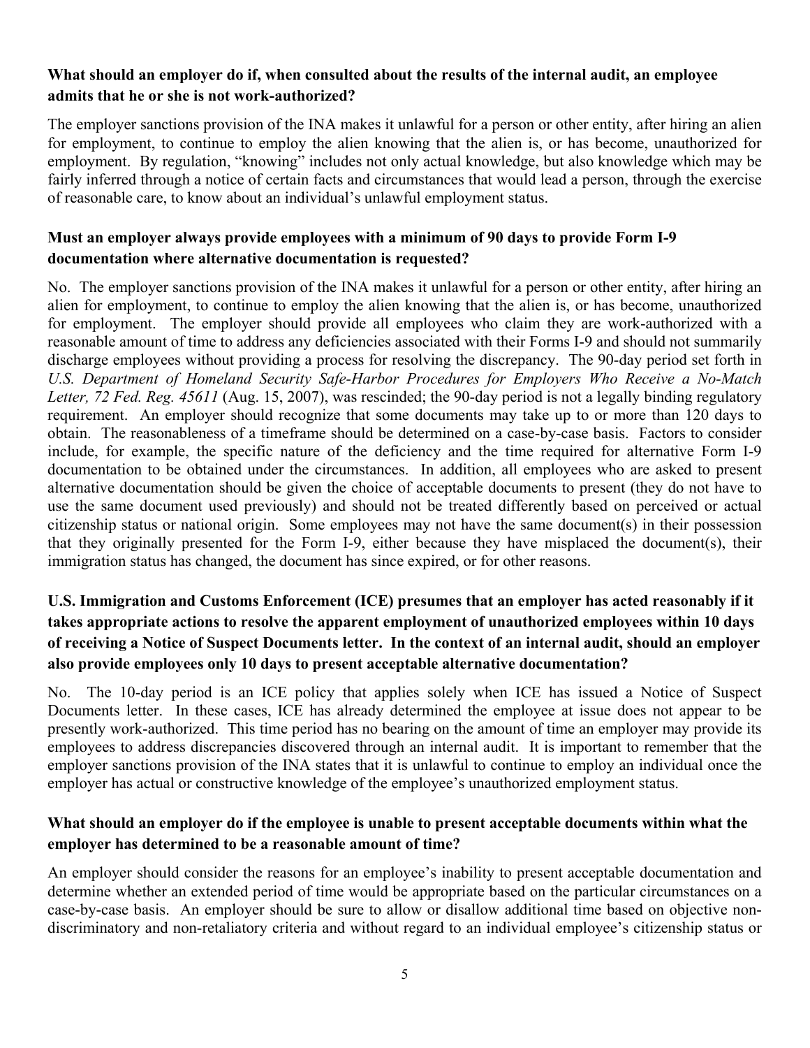**What should an employer do if, when consulted about the results of the internal audit, an employee admits that he or she is not work-authorized?**

The employer sanctions provision of the INA makes it unlawful for a person or other entity, after hiring an alien for employment, to continue to employ the alien knowing that the alien is, or has become, unauthorized for employment. By regulation, "knowing" includes not only actual knowledge, but also knowledge which may be fairly inferred through a notice of certain facts and circumstances that would lead a person, through the exercise of reasonable care, to know about an individual's unlawful employment status.

**Must an employer always provide employees with a minimum of 90 days to provide Form I-9 documentation where alternative documentation is requested?**

No. The employer sanctions provision of the INA makes it unlawful for a person or other entity, after hiring an alien for employment, to continue to employ the alien knowing that the alien is, or has become, unauthorized for employment. The employer should provide all employees who claim they are work-authorized with a reasonable amount of time to address any deficiencies associated with their Forms I-9 and should not summarily discharge employees without providing a process for resolving the discrepancy. The 90-day period set forth in *U.S. Department of Homeland Security Safe-Harbor Procedures for Employers Who Receive a No-Match Letter, 72 Fed. Reg. 45611* (Aug. 15, 2007), was rescinded; the 90-day period is not a legally binding regulatory requirement. An employer should recognize that some documents may take up to or more than 120 days to obtain. The reasonableness of a timeframe should be determined on a case-by-case basis. Factors to consider include, for example, the specific nature of the deficiency and the time required for alternative Form I-9 documentation to be obtained under the circumstances. In addition, all employees who are asked to present alternative documentation should be given the choice of acceptable documents to present (they do not have to use the same document used previously) and should not be treated differently based on perceived or actual citizenship status or national origin. Some employees may not have the same document(s) in their possession that they originally presented for the Form I-9, either because they have misplaced the document(s), their immigration status has changed, the document has since expired, or for other reasons.

**U.S. Immigration and Customs Enforcement (ICE) presumes that an employer has acted reasonably if it takes appropriate actions to resolve the apparent employment of unauthorized employees within 10 days of receiving a Notice of Suspect Documents letter. In the context of an internal audit, should an employer also provide employees only 10 days to present acceptable alternative documentation?**

No. The 10-day period is an ICE policy that applies solely when ICE has issued a Notice of Suspect Documents letter. In these cases, ICE has already determined the employee at issue does not appear to be presently work-authorized. This time period has no bearing on the amount of time an employer may provide its employees to address discrepancies discovered through an internal audit. It is important to remember that the employer sanctions provision of the INA states that it is unlawful to continue to employ an individual once the employer has actual or constructive knowledge of the employee's unauthorized employment status.

**What should an employer do if the employee is unable to present acceptable documents within what the employer has determined to be a reasonable amount of time?**

An employer should consider the reasons for an employee's inability to present acceptable documentation and determine whether an extended period of time would be appropriate based on the particular circumstances on a case-by-case basis. An employer should be sure to allow or disallow additional time based on objective non-discriminatory and non-retaliatory criteria and without regard to an individual employee's citizenship status or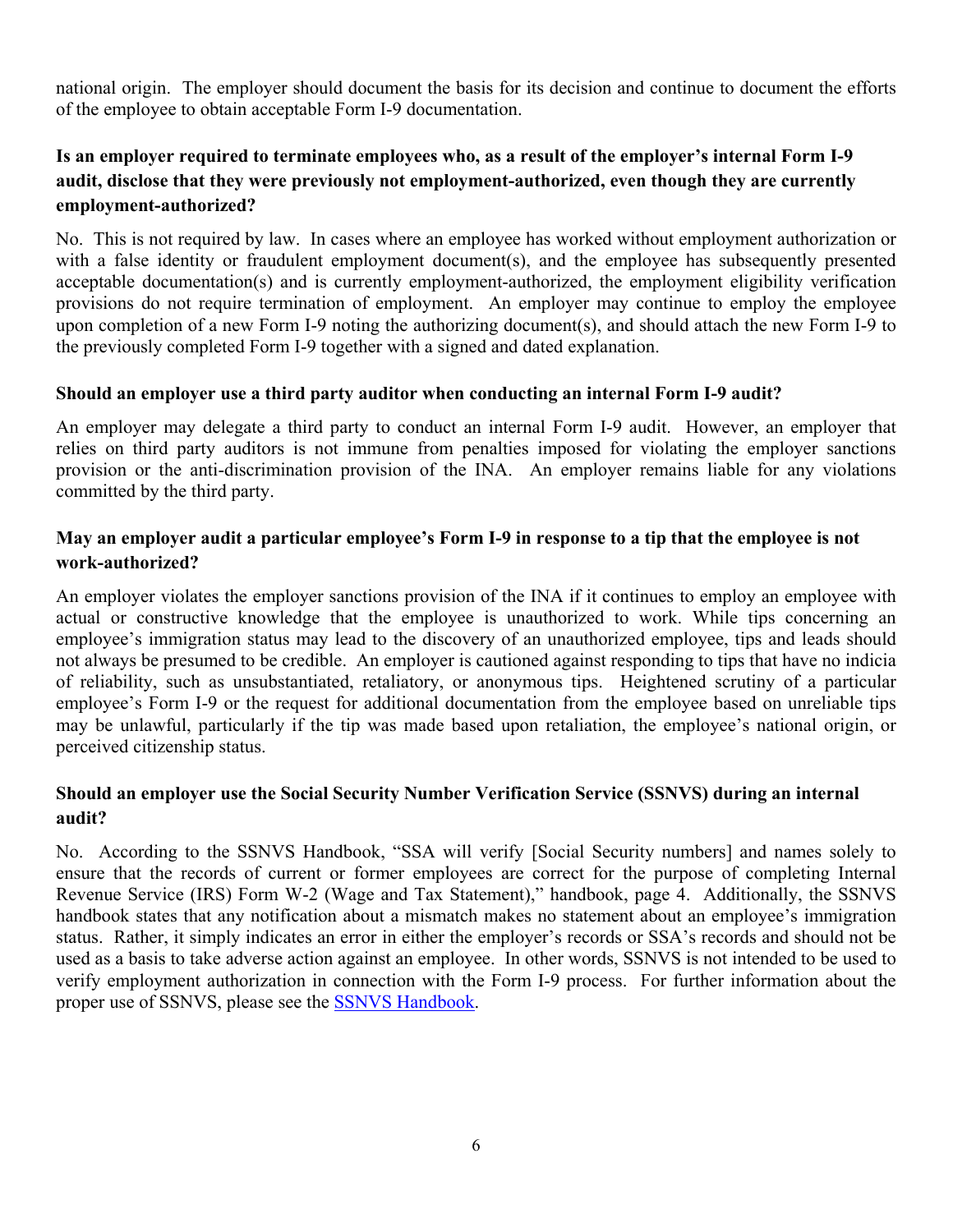national origin. The employer should document the basis for its decision and continue to document the efforts of the employee to obtain acceptable Form I-9 documentation.

**Is an employer required to terminate employees who, as a result of the employer's internal Form I-9 audit, disclose that they were previously not employment-authorized, even though they are currently employment-authorized?**

No. This is not required by law. In cases where an employee has worked without employment authorization or with a false identity or fraudulent employment document(s), and the employee has subsequently presented acceptable documentation(s) and is currently employment-authorized, the employment eligibility verification provisions do not require termination of employment. An employer may continue to employ the employee upon completion of a new Form I-9 noting the authorizing document(s), and should attach the new Form I-9 to the previously completed Form I-9 together with a signed and dated explanation.

**Should an employer use a third party auditor when conducting an internal Form I-9 audit?**

An employer may delegate a third party to conduct an internal Form I-9 audit. However, an employer that relies on third party auditors is not immune from penalties imposed for violating the employer sanctions provision or the anti-discrimination provision of the INA. An employer remains liable for any violations committed by the third party.

**May an employer audit a particular employee's Form I-9 in response to a tip that the employee is not work-authorized?**

An employer violates the employer sanctions provision of the INA if it continues to employ an employee with actual or constructive knowledge that the employee is unauthorized to work. While tips concerning an employee's immigration status may lead to the discovery of an unauthorized employee, tips and leads should not always be presumed to be credible. An employer is cautioned against responding to tips that have no indicia of reliability, such as unsubstantiated, retaliatory, or anonymous tips. Heightened scrutiny of a particular employee's Form I-9 or the request for additional documentation from the employee based on unreliable tips may be unlawful, particularly if the tip was made based upon retaliation, the employee's national origin, or perceived citizenship status.

**Should an employer use the Social Security Number Verification Service (SSNVS) during an internal audit?**

No. According to the SSNVS Handbook, "SSA will verify [Social Security numbers] and names solely to ensure that the records of current or former employees are correct for the purpose of completing Internal Revenue Service (IRS) Form W-2 (Wage and Tax Statement)," handbook, page 4. Additionally, the SSNVS handbook states that any notification about a mismatch makes no statement about an employee's immigration status. Rather, it simply indicates an error in either the employer's records or SSA's records and should not be used as a basis to take adverse action against an employee. In other words, SSNVS is not intended to be used to verify employment authorization in connection with the Form I-9 process. For further information about the proper use of SSNVS, please see the SSNVS Handbook.